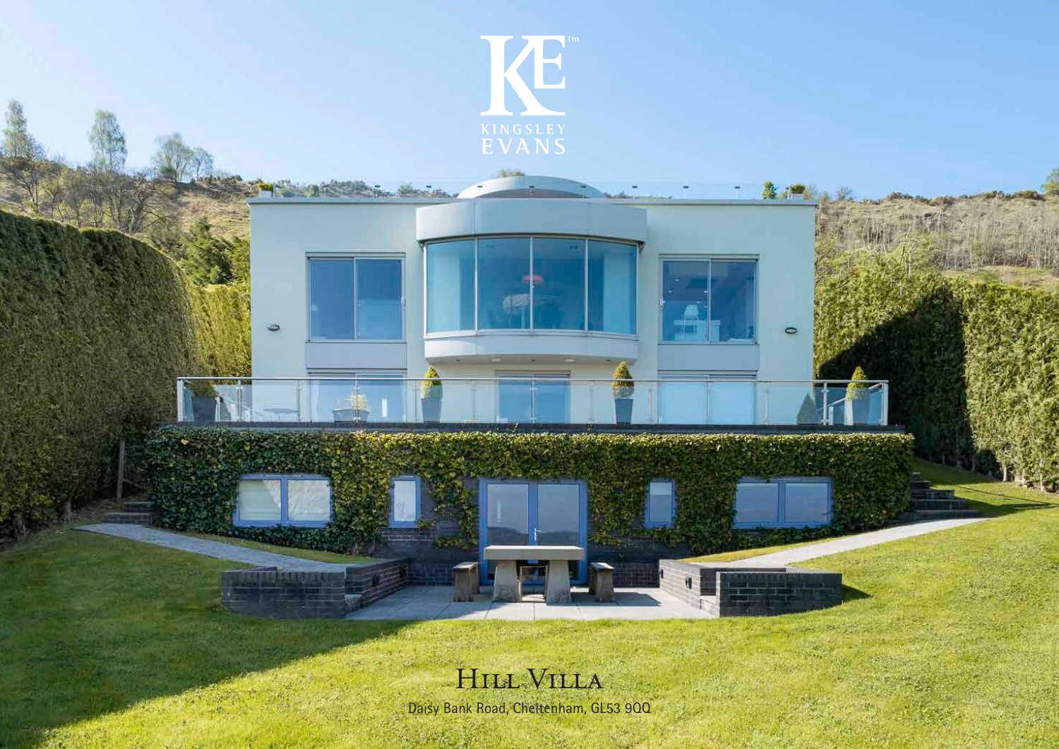KINGSLEY EVANS

# Hill Villa

Daisy Bank Road, Cheltenham, GL53 9QQ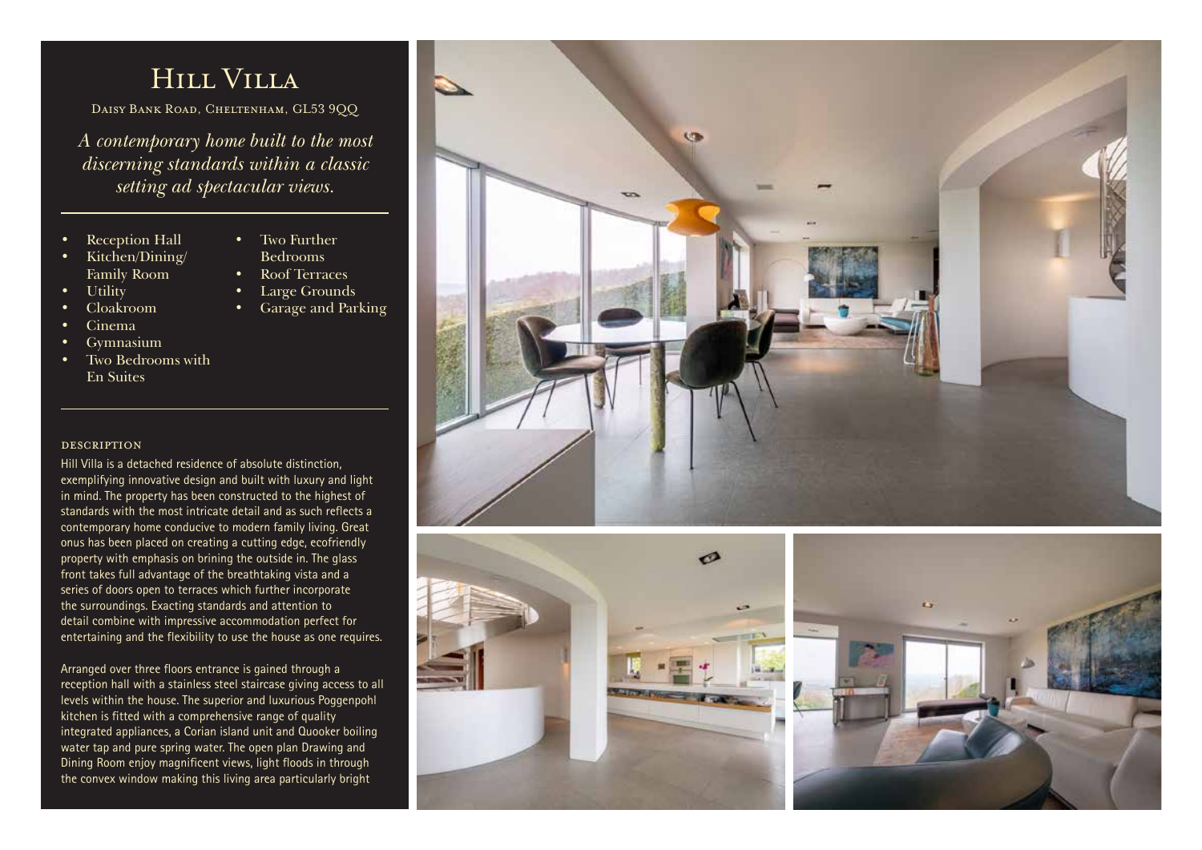# Hill Villa

Daisy Bank Road, Cheltenham, GL53 9QQ

*A contemporary home built to the most discerning standards within a classic setting ad spectacular views.*

- Reception Hall
- Kitchen/Dining/ Family Room
- Utility
- Cloakroom
- Cinema
- Gymnasium
- Two Bedrooms with En Suites
- Two Further Bedrooms
- Roof Terraces
- Large Grounds
- Garage and Parking

## DESCRIPTION

Hill Villa is a detached residence of absolute distinction, exemplifying innovative design and built with luxury and light in mind. The property has been constructed to the highest of standards with the most intricate detail and as such reflects a contemporary home conducive to modern family living. Great onus has been placed on creating a cutting edge, ecofriendly property with emphasis on brining the outside in. The glass front takes full advantage of the breathtaking vista and a series of doors open to terraces which further incorporate the surroundings. Exacting standards and attention to detail combine with impressive accommodation perfect for entertaining and the flexibility to use the house as one requires.

Arranged over three floors entrance is gained through a reception hall with a stainless steel staircase giving access to all levels within the house. The superior and luxurious Poggenpohl kitchen is fitted with a comprehensive range of quality integrated appliances, a Corian island unit and Quooker boiling water tap and pure spring water. The open plan Drawing and Dining Room enjoy magnificent views, light floods in through the convex window making this living area particularly bright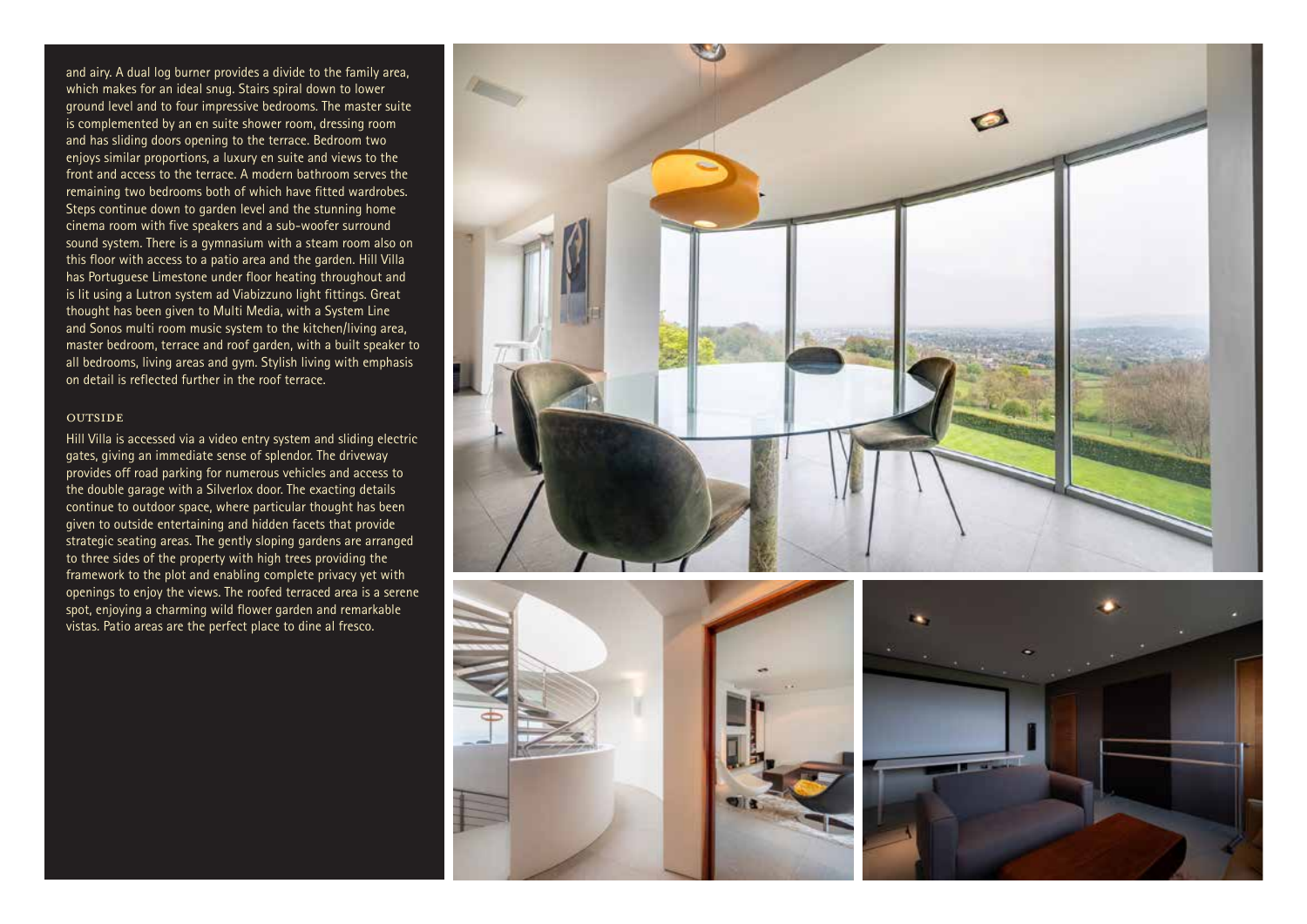and airy. A dual log burner provides a divide to the family area, which makes for an ideal snug. Stairs spiral down to lower ground level and to four impressive bedrooms. The master suite is complemented by an en suite shower room, dressing room and has sliding doors opening to the terrace. Bedroom two enjoys similar proportions, a luxury en suite and views to the front and access to the terrace. A modern bathroom serves the remaining two bedrooms both of which have fitted wardrobes. Steps continue down to garden level and the stunning home cinema room with five speakers and a sub-woofer surround sound system. There is a gymnasium with a steam room also on this floor with access to a patio area and the garden. Hill Villa has Portuguese Limestone under floor heating throughout and is lit using a Lutron system ad Viabizzuno light fittings. Great thought has been given to Multi Media, with a System Line and Sonos multi room music system to the kitchen/living area, master bedroom, terrace and roof garden, with a built speaker to all bedrooms, living areas and gym. Stylish living with emphasis on detail is reflected further in the roof terrace.

## OUTSIDE

Hill Villa is accessed via a video entry system and sliding electric gates, giving an immediate sense of splendor. The driveway provides off road parking for numerous vehicles and access to the double garage with a Silverlox door. The exacting details continue to outdoor space, where particular thought has been given to outside entertaining and hidden facets that provide strategic seating areas. The gently sloping gardens are arranged to three sides of the property with high trees providing the framework to the plot and enabling complete privacy yet with openings to enjoy the views. The roofed terraced area is a serene spot, enjoying a charming wild flower garden and remarkable vistas. Patio areas are the perfect place to dine al fresco.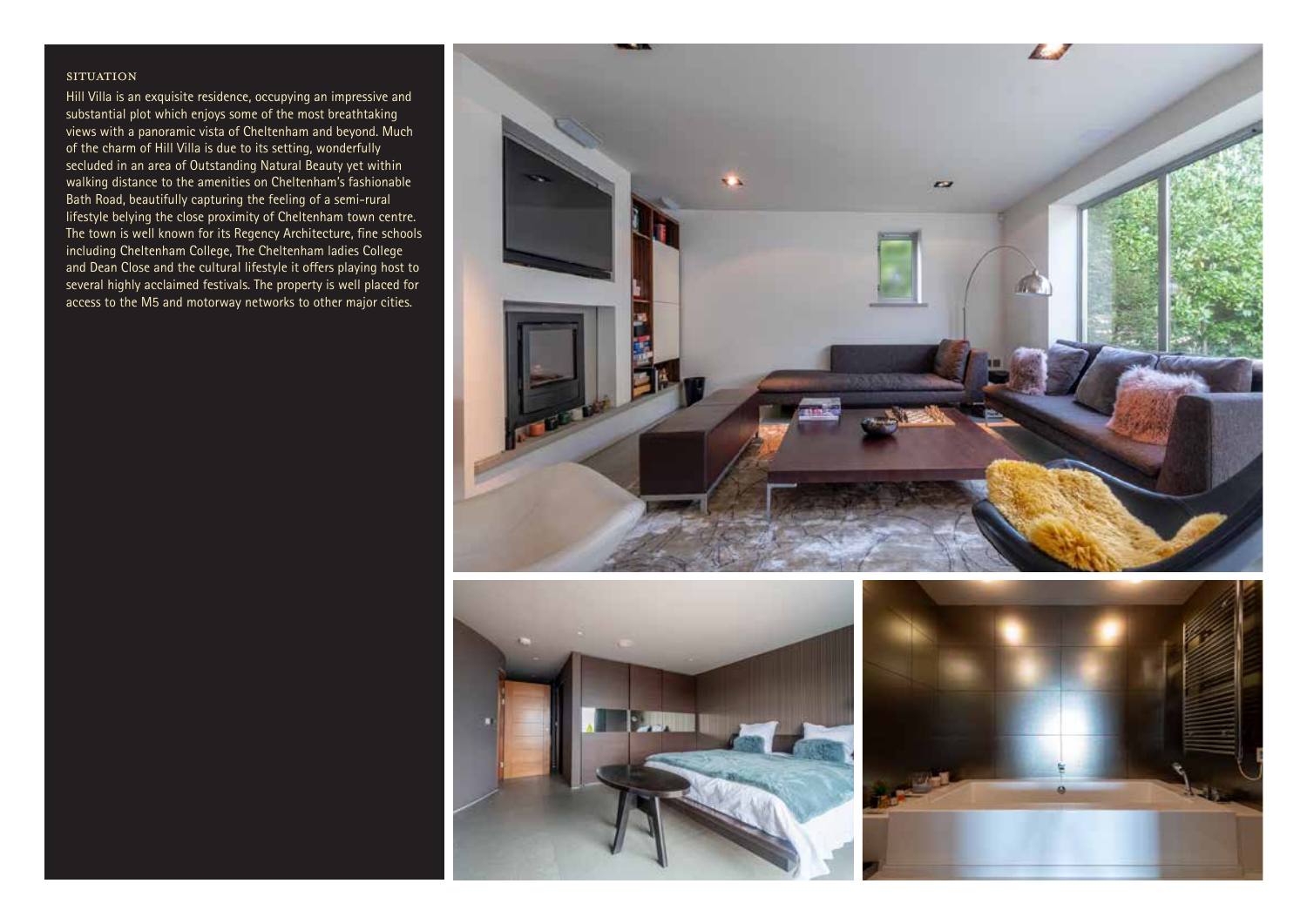## SITUATION

Hill Villa is an exquisite residence, occupying an impressive and substantial plot which enjoys some of the most breathtaking views with a panoramic vista of Cheltenham and beyond. Much of the charm of Hill Villa is due to its setting, wonderfully secluded in an area of Outstanding Natural Beauty yet within walking distance to the amenities on Cheltenham's fashionable Bath Road, beautifully capturing the feeling of a semi-rural lifestyle belying the close proximity of Cheltenham town centre. The town is well known for its Regency Architecture, fine schools including Cheltenham College, The Cheltenham ladies College and Dean Close and the cultural lifestyle it offers playing host to several highly acclaimed festivals. The property is well placed for access to the M5 and motorway networks to other major cities.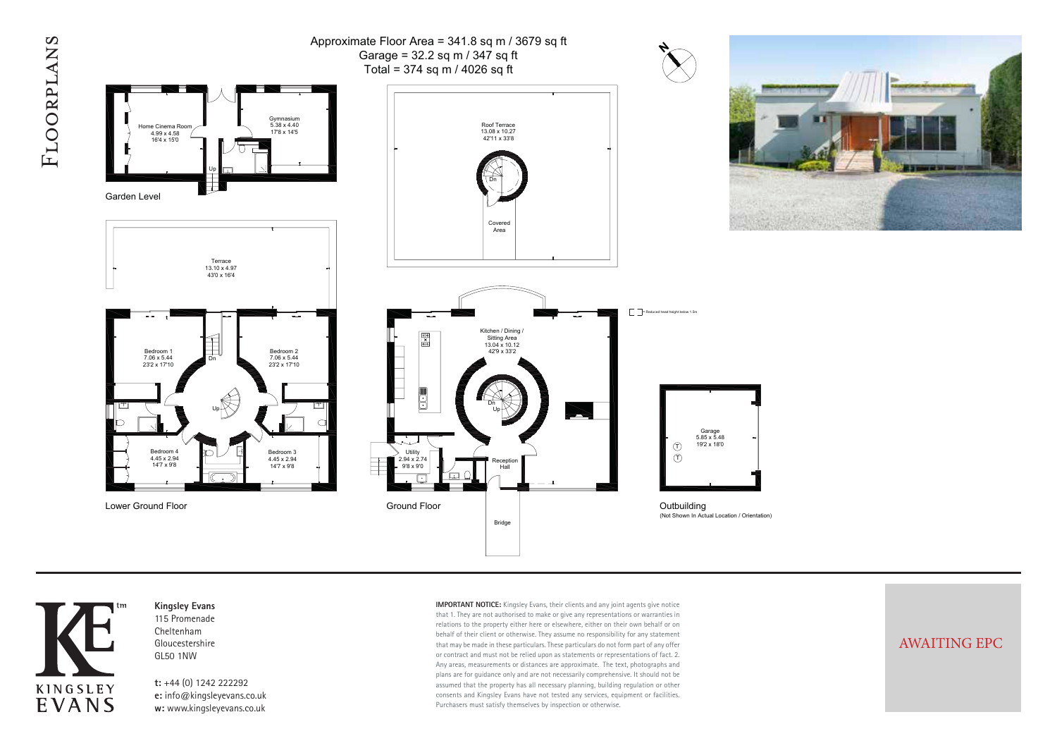# Floorplans

Approximate Floor Area = 341.8 sq m / 3679 sq ft
Garage = 32.2 sq m / 347 sq ft
Total = 374 sq m / 4026 sq ft

**Garden Level**

Home Cinema Room
4.99 x 4.58
16'4 x 15'0

Gymnasium
5.38 x 4.40
17'8 x 14'5

Up

**Lower Ground Floor**

Terrace
13.10 x 4.97
43'0 x 16'4

Bedroom 1
7.06 x 5.44
23'2 x 17'10

Bedroom 2
7.06 x 5.44
23'2 x 17'10

Dn

Up

Bedroom 4
4.45 x 2.94
14'7 x 9'8

Bedroom 3
4.45 x 2.94
14'7 x 9'8

**Roof Terrace**

Roof Terrace
13.08 x 10.27
42'11 x 33'8

Dn

Covered Area

**Ground Floor**

Kitchen / Dining / Sitting Area
13.04 x 10.12
42'9 x 33'2

Dn
Up

Utility
2.94 x 2.74
9'8 x 9'0

Reception Hall

Bridge

= Reduced head height below 1.5m

**Outbuilding**
(Not Shown In Actual Location / Orientation)

Garage
5.85 x 5.48
19'2 x 18'0

---

**Kingsley Evans**
115 Promenade
Cheltenham
Gloucestershire
GL50 1NW

**t:** +44 (0) 1242 222292
**e:** info@kingsleyevans.co.uk
**w:** www.kingsleyevans.co.uk

**IMPORTANT NOTICE:** Kingsley Evans, their clients and any joint agents give notice that 1. They are not authorised to make or give any representations or warranties in relations to the property either here or elsewhere, either on their own behalf or on behalf of their client or otherwise. They assume no responsibility for any statement that may be made in these particulars. These particulars do not form part of any offer or contract and must not be relied upon as statements or representations of fact. 2. Any areas, measurements or distances are approximate. The text, photographs and plans are for guidance only and are not necessarily comprehensive. It should not be assumed that the property has all necessary planning, building regulation or other consents and Kingsley Evans have not tested any services, equipment or facilities. Purchasers must satisfy themselves by inspection or otherwise.

AWAITING EPC